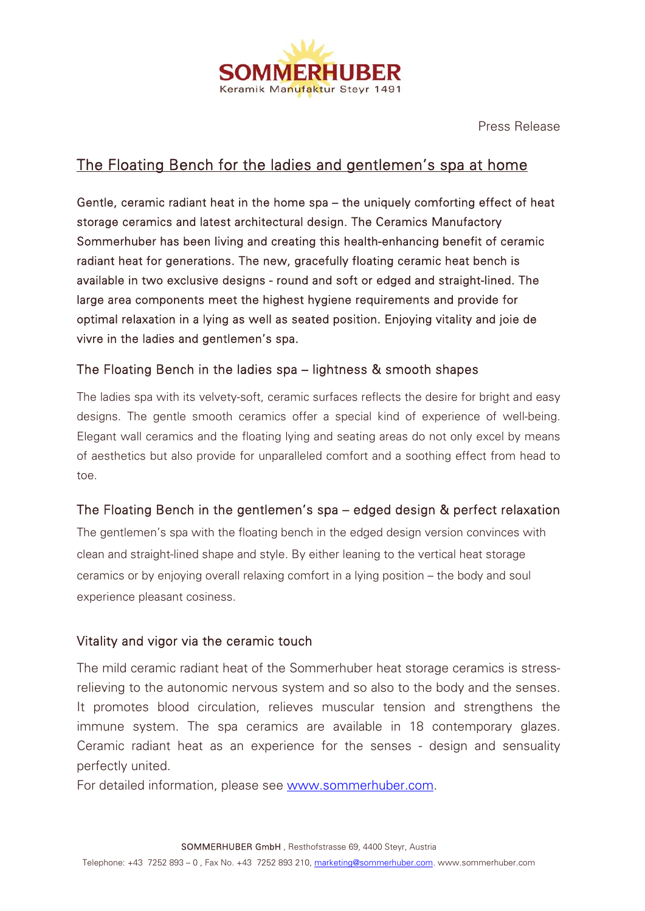SOMMERHUBER
Keramik Manufaktur Steyr 1491

Press Release

# The Floating Bench for the ladies and gentlemen's spa at home

Gentle, ceramic radiant heat in the home spa – the uniquely comforting effect of heat storage ceramics and latest architectural design. The Ceramics Manufactory Sommerhuber has been living and creating this health-enhancing benefit of ceramic radiant heat for generations. The new, gracefully floating ceramic heat bench is available in two exclusive designs - round and soft or edged and straight-lined. The large area components meet the highest hygiene requirements and provide for optimal relaxation in a lying as well as seated position. Enjoying vitality and joie de vivre in the ladies and gentlemen's spa.

## The Floating Bench in the ladies spa – lightness & smooth shapes

The ladies spa with its velvety-soft, ceramic surfaces reflects the desire for bright and easy designs. The gentle smooth ceramics offer a special kind of experience of well-being. Elegant wall ceramics and the floating lying and seating areas do not only excel by means of aesthetics but also provide for unparalleled comfort and a soothing effect from head to toe.

## The Floating Bench in the gentlemen's spa – edged design & perfect relaxation

The gentlemen's spa with the floating bench in the edged design version convinces with clean and straight-lined shape and style. By either leaning to the vertical heat storage ceramics or by enjoying overall relaxing comfort in a lying position – the body and soul experience pleasant cosiness.

## Vitality and vigor via the ceramic touch

The mild ceramic radiant heat of the Sommerhuber heat storage ceramics is stress-relieving to the autonomic nervous system and so also to the body and the senses. It promotes blood circulation, relieves muscular tension and strengthens the immune system. The spa ceramics are available in 18 contemporary glazes. Ceramic radiant heat as an experience for the senses - design and sensuality perfectly united.

For detailed information, please see [www.sommerhuber.com](http://www.sommerhuber.com).

SOMMERHUBER GmbH , Resthofstrasse 69, 4400 Steyr, Austria
Telephone: +43 7252 893 – 0 , Fax No. +43 7252 893 210, marketing@sommerhuber.com. www.sommerhuber.com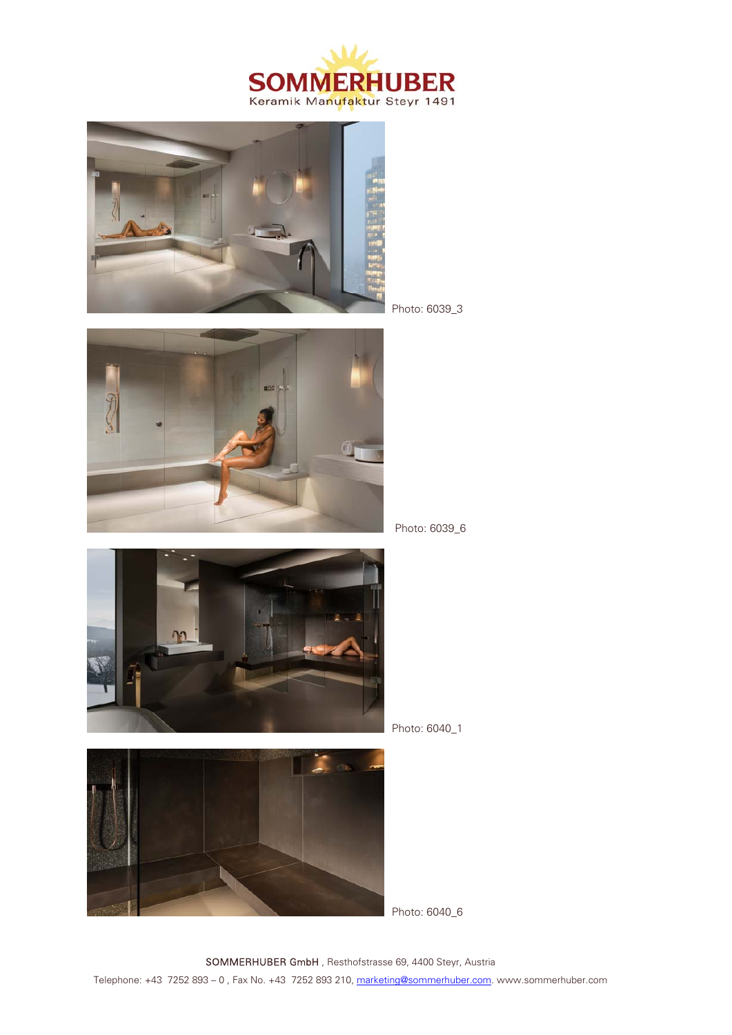SOMMERHUBER

Keramik Manufaktur Steyr 1491

Photo: 6039_3

Photo: 6039_6

Photo: 6040_1

Photo: 6040_6

SOMMERHUBER GmbH , Resthofstrasse 69, 4400 Steyr, Austria

Telephone: +43 7252 893 – 0 , Fax No. +43 7252 893 210, marketing@sommerhuber.com. www.sommerhuber.com